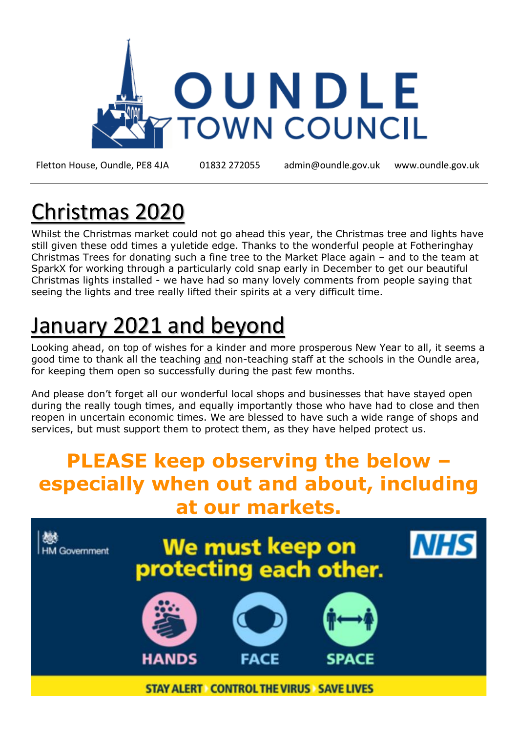# OUNDLE TOWN COUNCIL

Fletton House, Oundle, PE8 4JA 01832 272055 admin@oundle.gov.uk www.oundle.gov.uk

## Christmas 2020

Whilst the Christmas market could not go ahead this year, the Christmas tree and lights have still given these odd times a yuletide edge. Thanks to the wonderful people at Fotheringhay Christmas Trees for donating such a fine tree to the Market Place again – and to the team at SparkX for working through a particularly cold snap early in December to get our beautiful Christmas lights installed - we have had so many lovely comments from people saying that seeing the lights and tree really lifted their spirits at a very difficult time.

## January 2021 and beyond

Looking ahead, on top of wishes for a kinder and more prosperous New Year to all, it seems a good time to thank all the teaching and non-teaching staff at the schools in the Oundle area, for keeping them open so successfully during the past few months.

And please don't forget all our wonderful local shops and businesses that have stayed open during the really tough times, and equally importantly those who have had to close and then reopen in uncertain economic times. We are blessed to have such a wide range of shops and services, but must support them to protect them, as they have helped protect us.

**PLEASE keep observing the below – especially when out and about, including at our markets.**

HM Government NHS

We must keep on protecting each other.

HANDS FACE SPACE

STAY ALERT CONTROL THE VIRUS SAVE LIVES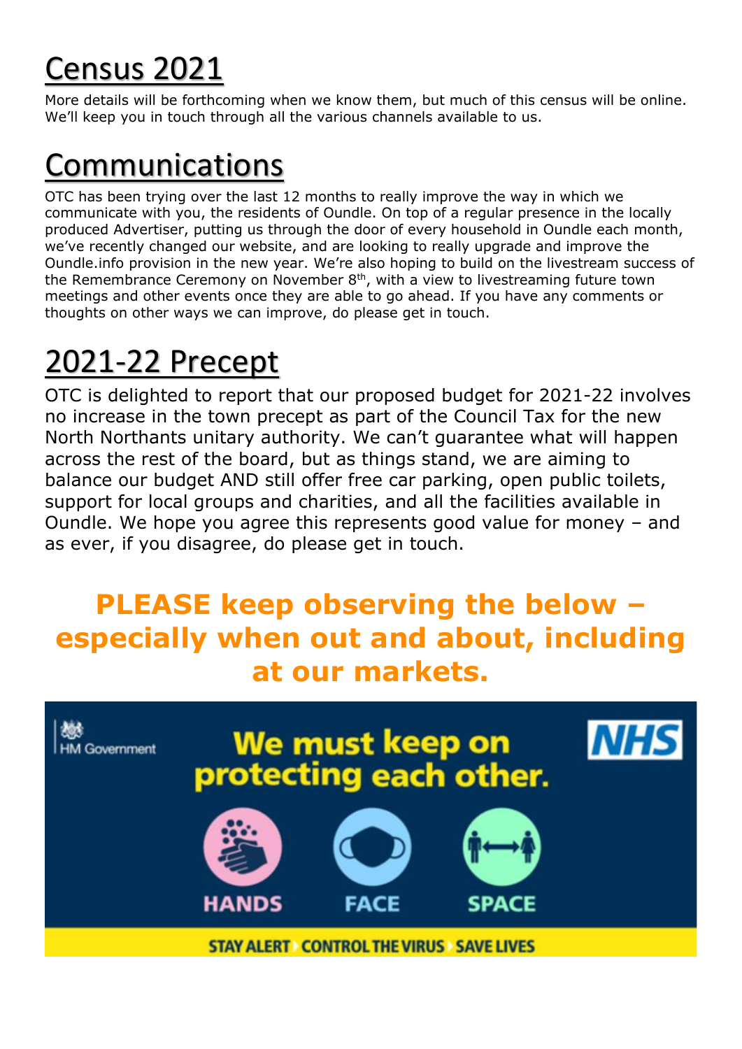# Census 2021

More details will be forthcoming when we know them, but much of this census will be online. We'll keep you in touch through all the various channels available to us.

# Communications

OTC has been trying over the last 12 months to really improve the way in which we communicate with you, the residents of Oundle. On top of a regular presence in the locally produced Advertiser, putting us through the door of every household in Oundle each month, we've recently changed our website, and are looking to really upgrade and improve the Oundle.info provision in the new year. We're also hoping to build on the livestream success of the Remembrance Ceremony on November 8th, with a view to livestreaming future town meetings and other events once they are able to go ahead. If you have any comments or thoughts on other ways we can improve, do please get in touch.

# 2021-22 Precept

OTC is delighted to report that our proposed budget for 2021-22 involves no increase in the town precept as part of the Council Tax for the new North Northants unitary authority. We can't guarantee what will happen across the rest of the board, but as things stand, we are aiming to balance our budget AND still offer free car parking, open public toilets, support for local groups and charities, and all the facilities available in Oundle. We hope you agree this represents good value for money – and as ever, if you disagree, do please get in touch.

**PLEASE keep observing the below – especially when out and about, including at our markets.**

HM Government

NHS

We must keep on protecting each other.

HANDS

FACE

SPACE

STAY ALERT CONTROL THE VIRUS SAVE LIVES